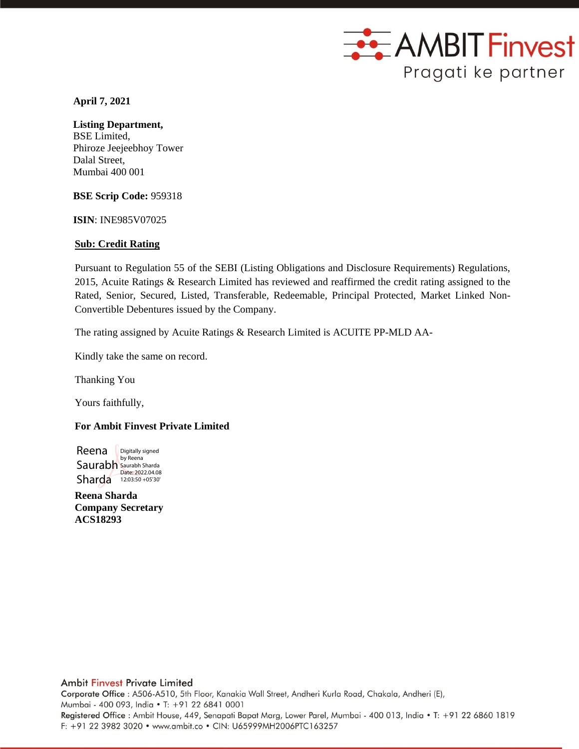AMBIT Finvest
Pragati ke partner

**April 7, 2021**

**Listing Department,**
BSE Limited,
Phiroze Jeejeebhoy Tower
Dalal Street,
Mumbai 400 001

**BSE Scrip Code:** 959318

**ISIN**: INE985V07025

**Sub: Credit Rating**

Pursuant to Regulation 55 of the SEBI (Listing Obligations and Disclosure Requirements) Regulations, 2015, Acuite Ratings & Research Limited has reviewed and reaffirmed the credit rating assigned to the Rated, Senior, Secured, Listed, Transferable, Redeemable, Principal Protected, Market Linked Non-Convertible Debentures issued by the Company.

The rating assigned by Acuite Ratings & Research Limited is ACUITE PP-MLD AA-

Kindly take the same on record.

Thanking You

Yours faithfully,

**For Ambit Finvest Private Limited**

Reena Saurabh Sharda — Digitally signed by Reena Saurabh Sharda Date: 2022.04.08 12:03:50 +05'30'

**Reena Sharda**
**Company Secretary**
**ACS18293**

Ambit Finvest Private Limited
Corporate Office : A506-A510, 5th Floor, Kanakia Wall Street, Andheri Kurla Road, Chakala, Andheri (E), Mumbai - 400 093, India • T: +91 22 6841 0001
Registered Office : Ambit House, 449, Senapati Bapat Marg, Lower Parel, Mumbai - 400 013, India • T: +91 22 6860 1819 F: +91 22 3982 3020 • www.ambit.co • CIN: U65999MH2006PTC163257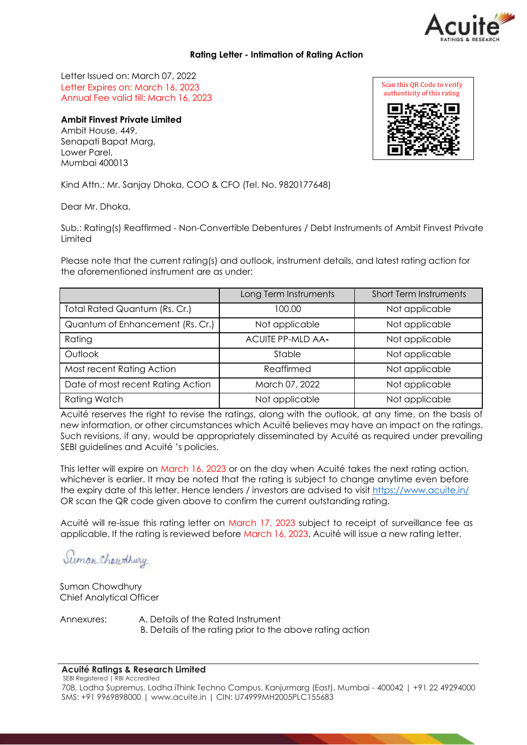## Rating Letter - Intimation of Rating Action

Letter Issued on: March 07, 2022
Letter Expires on: March 16, 2023
Annual Fee valid till: March 16, 2023

Scan this QR Code to verify authenticity of this rating

**Ambit Finvest Private Limited**
Ambit House, 449,
Senapati Bapat Marg,
Lower Parel,
Mumbai 400013

Kind Attn.: Mr. Sanjay Dhoka, COO & CFO (Tel. No. 9820177648)

Dear Mr. Dhoka,

Sub.: Rating(s) Reaffirmed - Non-Convertible Debentures / Debt Instruments of Ambit Finvest Private Limited

Please note that the current rating(s) and outlook, instrument details, and latest rating action for the aforementioned instrument are as under:

| | Long Term Instruments | Short Term Instruments |
|---|---|---|
| Total Rated Quantum (Rs. Cr.) | 100.00 | Not applicable |
| Quantum of Enhancement (Rs. Cr.) | Not applicable | Not applicable |
| Rating | ACUITE PP-MLD AA- | Not applicable |
| Outlook | Stable | Not applicable |
| Most recent Rating Action | Reaffirmed | Not applicable |
| Date of most recent Rating Action | March 07, 2022 | Not applicable |
| Rating Watch | Not applicable | Not applicable |

Acuité reserves the right to revise the ratings, along with the outlook, at any time, on the basis of new information, or other circumstances which Acuité believes may have an impact on the ratings. Such revisions, if any, would be appropriately disseminated by Acuité as required under prevailing SEBI guidelines and Acuité 's policies.

This letter will expire on March 16, 2023 or on the day when Acuité takes the next rating action, whichever is earlier. It may be noted that the rating is subject to change anytime even before the expiry date of this letter. Hence lenders / investors are advised to visit https://www.acuite.in/ OR scan the QR code given above to confirm the current outstanding rating.

Acuité will re-issue this rating letter on March 17, 2023 subject to receipt of surveillance fee as applicable. If the rating is reviewed before March 16, 2023, Acuité will issue a new rating letter.

Suman Chowdhury
Chief Analytical Officer

Annexures:
A. Details of the Rated Instrument
B. Details of the rating prior to the above rating action

**Acuité Ratings & Research Limited**
SEBI Registered | RBI Accredited
708, Lodha Supremus, Lodha iThink Techno Campus, Kanjurmarg (East), Mumbai - 400042 | +91 22 49294000
SMS: +91 9969898000 | www.acuite.in | CIN: U74999MH2005PLC155683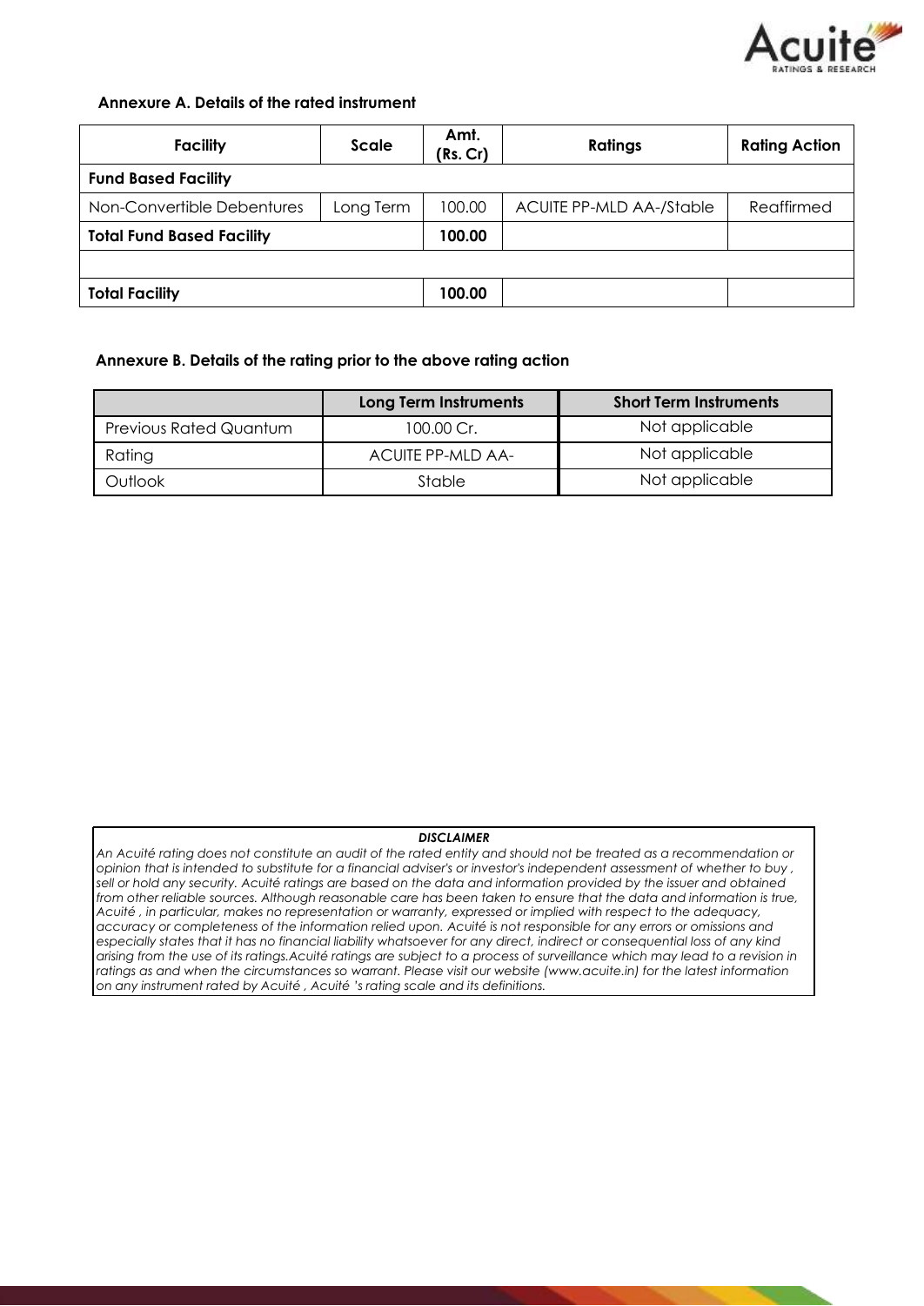### Annexure A. Details of the rated instrument

| Facility | Scale | Amt. (Rs. Cr) | Ratings | Rating Action |
|---|---|---|---|---|
| **Fund Based Facility** | | | | |
| Non-Convertible Debentures | Long Term | 100.00 | ACUITE PP-MLD AA-/Stable | Reaffirmed |
| **Total Fund Based Facility** | | **100.00** | | |
| | | | | |
| **Total Facility** | | **100.00** | | |

### Annexure B. Details of the rating prior to the above rating action

| | Long Term Instruments | Short Term Instruments |
|---|---|---|
| Previous Rated Quantum | 100.00 Cr. | Not applicable |
| Rating | ACUITE PP-MLD AA- | Not applicable |
| Outlook | Stable | Not applicable |

***DISCLAIMER***

*An Acuité rating does not constitute an audit of the rated entity and should not be treated as a recommendation or opinion that is intended to substitute for a financial adviser's or investor's independent assessment of whether to buy , sell or hold any security. Acuité ratings are based on the data and information provided by the issuer and obtained from other reliable sources. Although reasonable care has been taken to ensure that the data and information is true, Acuité , in particular, makes no representation or warranty, expressed or implied with respect to the adequacy, accuracy or completeness of the information relied upon. Acuité is not responsible for any errors or omissions and especially states that it has no financial liability whatsoever for any direct, indirect or consequential loss of any kind arising from the use of its ratings.Acuité ratings are subject to a process of surveillance which may lead to a revision in ratings as and when the circumstances so warrant. Please visit our website (www.acuite.in) for the latest information on any instrument rated by Acuité , Acuité 's rating scale and its definitions.*